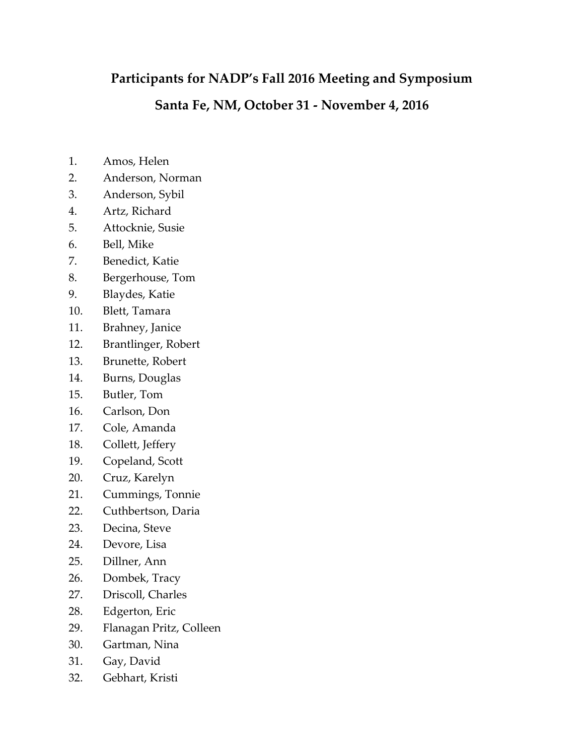# Participants for NADP's Fall 2016 Meeting and Symposium

## Santa Fe, NM, October 31 - November 4, 2016

1. Amos, Helen
2. Anderson, Norman
3. Anderson, Sybil
4. Artz, Richard
5. Attocknie, Susie
6. Bell, Mike
7. Benedict, Katie
8. Bergerhouse, Tom
9. Blaydes, Katie
10. Blett, Tamara
11. Brahney, Janice
12. Brantlinger, Robert
13. Brunette, Robert
14. Burns, Douglas
15. Butler, Tom
16. Carlson, Don
17. Cole, Amanda
18. Collett, Jeffery
19. Copeland, Scott
20. Cruz, Karelyn
21. Cummings, Tonnie
22. Cuthbertson, Daria
23. Decina, Steve
24. Devore, Lisa
25. Dillner, Ann
26. Dombek, Tracy
27. Driscoll, Charles
28. Edgerton, Eric
29. Flanagan Pritz, Colleen
30. Gartman, Nina
31. Gay, David
32. Gebhart, Kristi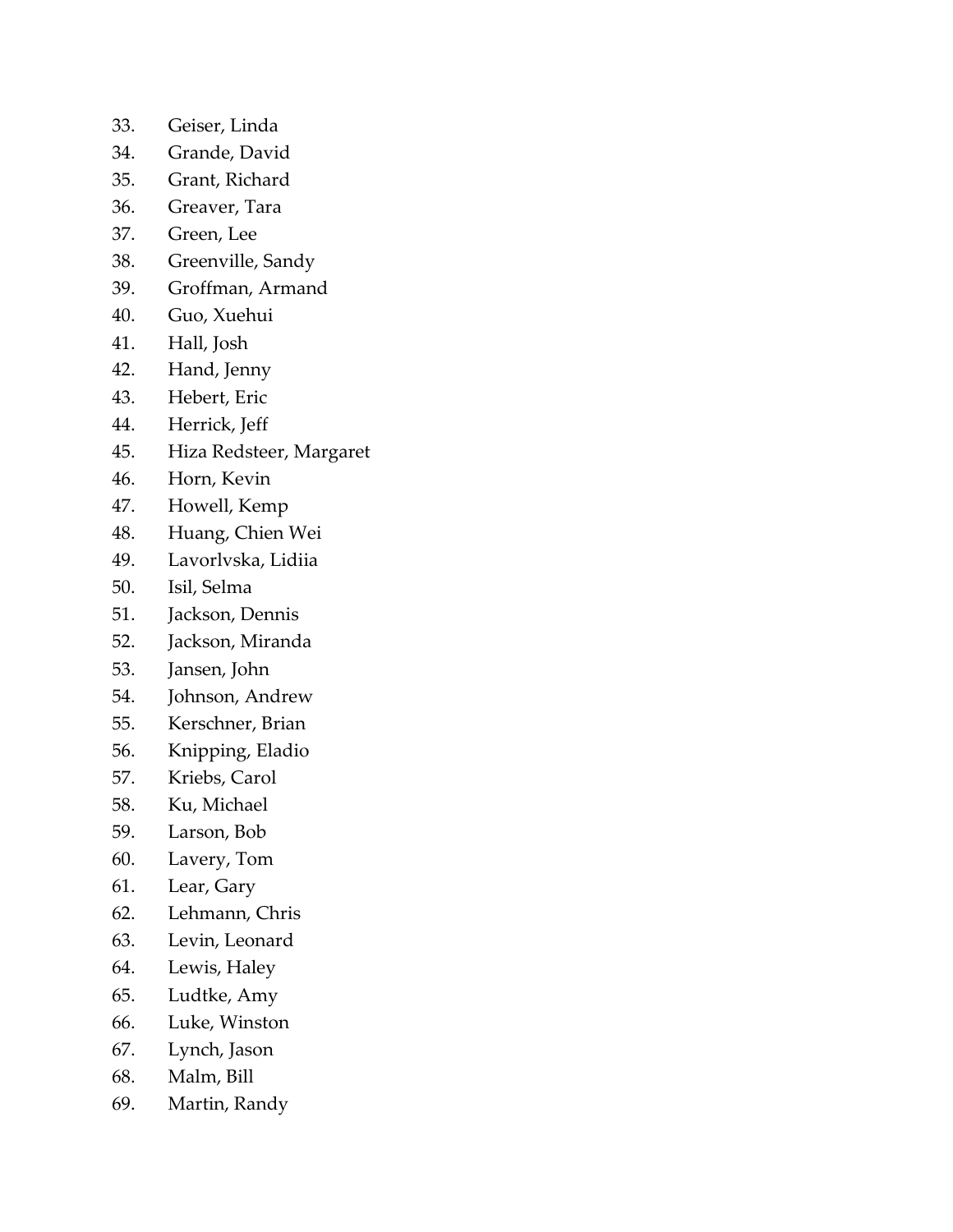33. Geiser, Linda
34. Grande, David
35. Grant, Richard
36. Greaver, Tara
37. Green, Lee
38. Greenville, Sandy
39. Groffman, Armand
40. Guo, Xuehui
41. Hall, Josh
42. Hand, Jenny
43. Hebert, Eric
44. Herrick, Jeff
45. Hiza Redsteer, Margaret
46. Horn, Kevin
47. Howell, Kemp
48. Huang, Chien Wei
49. Lavorlvska, Lidiia
50. Isil, Selma
51. Jackson, Dennis
52. Jackson, Miranda
53. Jansen, John
54. Johnson, Andrew
55. Kerschner, Brian
56. Knipping, Eladio
57. Kriebs, Carol
58. Ku, Michael
59. Larson, Bob
60. Lavery, Tom
61. Lear, Gary
62. Lehmann, Chris
63. Levin, Leonard
64. Lewis, Haley
65. Ludtke, Amy
66. Luke, Winston
67. Lynch, Jason
68. Malm, Bill
69. Martin, Randy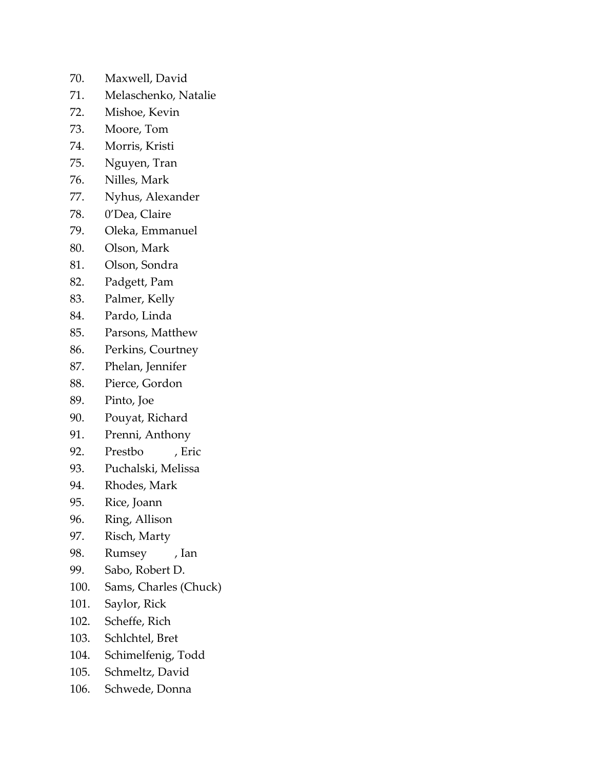70. Maxwell, David
71. Melaschenko, Natalie
72. Mishoe, Kevin
73. Moore, Tom
74. Morris, Kristi
75. Nguyen, Tran
76. Nilles, Mark
77. Nyhus, Alexander
78. 0'Dea, Claire
79. Oleka, Emmanuel
80. Olson, Mark
81. Olson, Sondra
82. Padgett, Pam
83. Palmer, Kelly
84. Pardo, Linda
85. Parsons, Matthew
86. Perkins, Courtney
87. Phelan, Jennifer
88. Pierce, Gordon
89. Pinto, Joe
90. Pouyat, Richard
91. Prenni, Anthony
92. Prestbo , Eric
93. Puchalski, Melissa
94. Rhodes, Mark
95. Rice, Joann
96. Ring, Allison
97. Risch, Marty
98. Rumsey , Ian
99. Sabo, Robert D.
100. Sams, Charles (Chuck)
101. Saylor, Rick
102. Scheffe, Rich
103. Schlchtel, Bret
104. Schimelfenig, Todd
105. Schmeltz, David
106. Schwede, Donna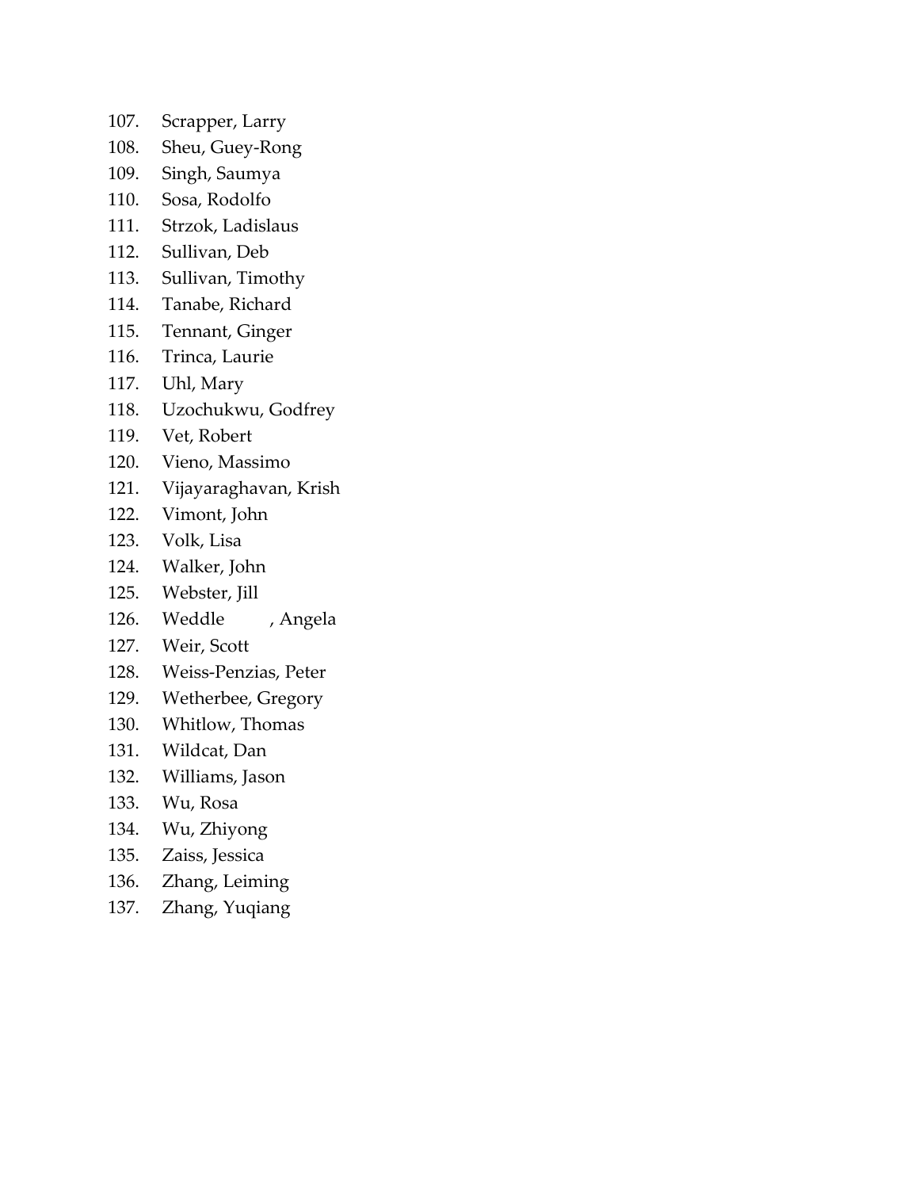107. Scrapper, Larry
108. Sheu, Guey-Rong
109. Singh, Saumya
110. Sosa, Rodolfo
111. Strzok, Ladislaus
112. Sullivan, Deb
113. Sullivan, Timothy
114. Tanabe, Richard
115. Tennant, Ginger
116. Trinca, Laurie
117. Uhl, Mary
118. Uzochukwu, Godfrey
119. Vet, Robert
120. Vieno, Massimo
121. Vijayaraghavan, Krish
122. Vimont, John
123. Volk, Lisa
124. Walker, John
125. Webster, Jill
126. Weddle , Angela
127. Weir, Scott
128. Weiss-Penzias, Peter
129. Wetherbee, Gregory
130. Whitlow, Thomas
131. Wildcat, Dan
132. Williams, Jason
133. Wu, Rosa
134. Wu, Zhiyong
135. Zaiss, Jessica
136. Zhang, Leiming
137. Zhang, Yuqiang